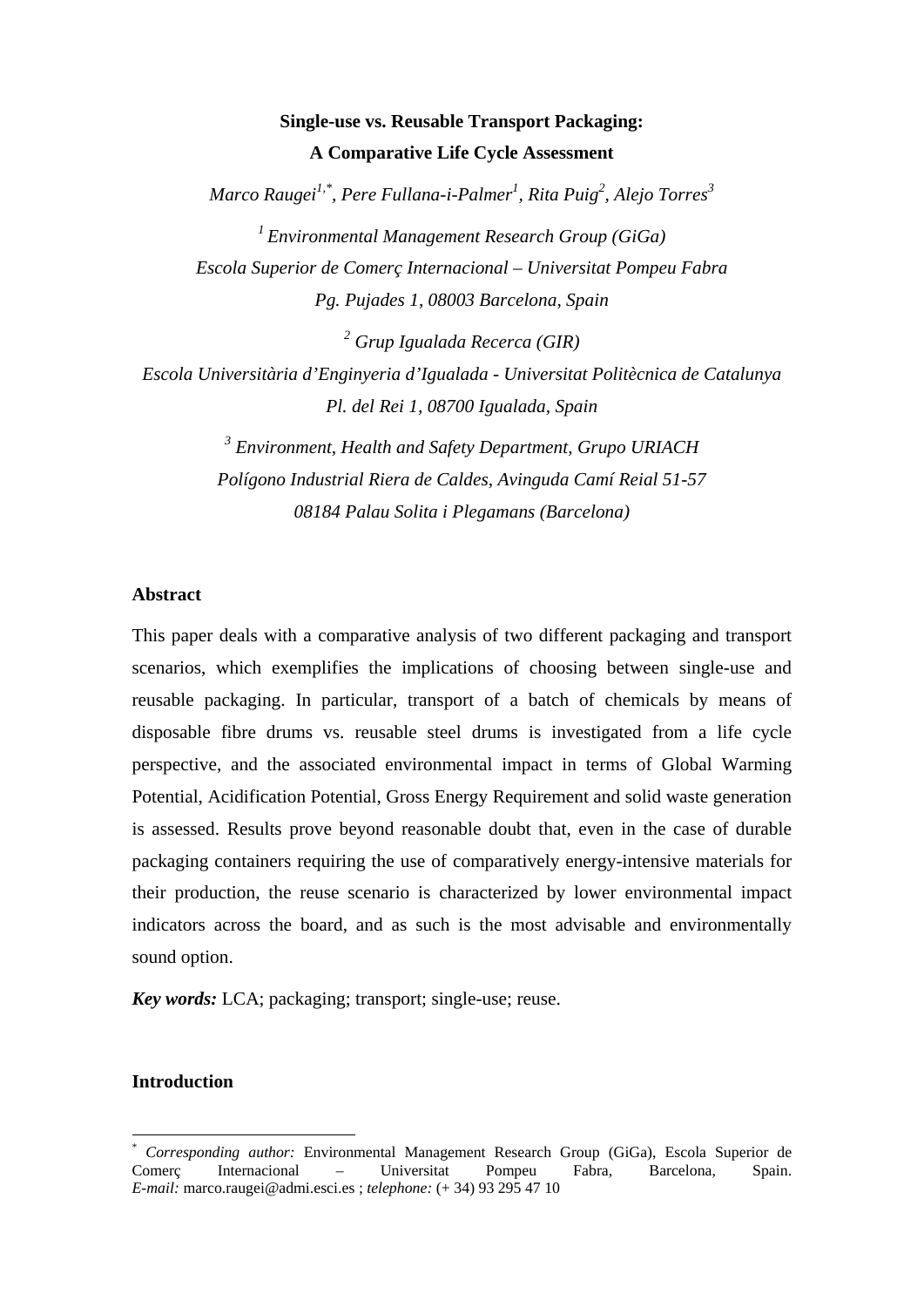**Single-use vs. Reusable Transport Packaging:**
**A Comparative Life Cycle Assessment**

*Marco Raugei[1,*], Pere Fullana-i-Palmer[1], Rita Puig[2], Alejo Torres[3]*

*[1] Environmental Management Research Group (GiGa)*
*Escola Superior de Comerç Internacional – Universitat Pompeu Fabra*
*Pg. Pujades 1, 08003 Barcelona, Spain*

*[2] Grup Igualada Recerca (GIR)*
*Escola Universitària d'Enginyeria d'Igualada - Universitat Politècnica de Catalunya*
*Pl. del Rei 1, 08700 Igualada, Spain*

*[3] Environment, Health and Safety Department, Grupo URIACH*
*Polígono Industrial Riera de Caldes, Avinguda Camí Reial 51-57*
*08184 Palau Solita i Plegamans (Barcelona)*

## Abstract

This paper deals with a comparative analysis of two different packaging and transport scenarios, which exemplifies the implications of choosing between single-use and reusable packaging. In particular, transport of a batch of chemicals by means of disposable fibre drums vs. reusable steel drums is investigated from a life cycle perspective, and the associated environmental impact in terms of Global Warming Potential, Acidification Potential, Gross Energy Requirement and solid waste generation is assessed. Results prove beyond reasonable doubt that, even in the case of durable packaging containers requiring the use of comparatively energy-intensive materials for their production, the reuse scenario is characterized by lower environmental impact indicators across the board, and as such is the most advisable and environmentally sound option.

***Key words:*** LCA; packaging; transport; single-use; reuse.

## Introduction

[*] *Corresponding author:* Environmental Management Research Group (GiGa), Escola Superior de Comerç Internacional – Universitat Pompeu Fabra, Barcelona, Spain.
*E-mail:* marco.raugei@admi.esci.es ; *telephone:* (+ 34) 93 295 47 10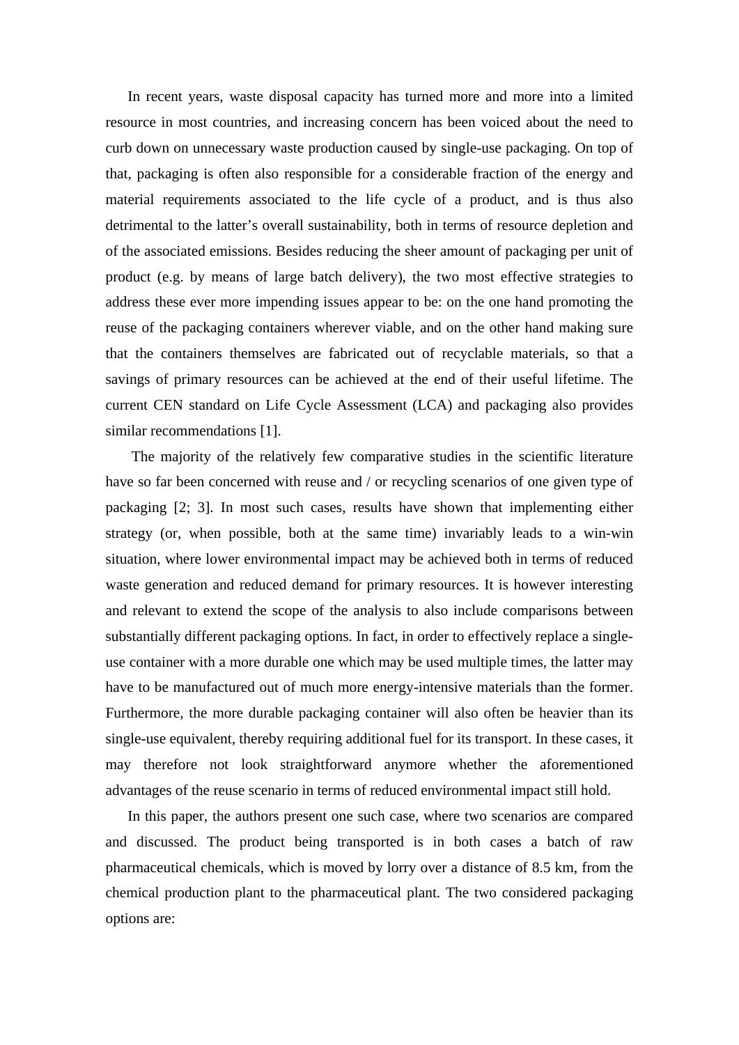In recent years, waste disposal capacity has turned more and more into a limited resource in most countries, and increasing concern has been voiced about the need to curb down on unnecessary waste production caused by single-use packaging. On top of that, packaging is often also responsible for a considerable fraction of the energy and material requirements associated to the life cycle of a product, and is thus also detrimental to the latter's overall sustainability, both in terms of resource depletion and of the associated emissions. Besides reducing the sheer amount of packaging per unit of product (e.g. by means of large batch delivery), the two most effective strategies to address these ever more impending issues appear to be: on the one hand promoting the reuse of the packaging containers wherever viable, and on the other hand making sure that the containers themselves are fabricated out of recyclable materials, so that a savings of primary resources can be achieved at the end of their useful lifetime. The current CEN standard on Life Cycle Assessment (LCA) and packaging also provides similar recommendations [1].

The majority of the relatively few comparative studies in the scientific literature have so far been concerned with reuse and / or recycling scenarios of one given type of packaging [2; 3]. In most such cases, results have shown that implementing either strategy (or, when possible, both at the same time) invariably leads to a win-win situation, where lower environmental impact may be achieved both in terms of reduced waste generation and reduced demand for primary resources. It is however interesting and relevant to extend the scope of the analysis to also include comparisons between substantially different packaging options. In fact, in order to effectively replace a single-use container with a more durable one which may be used multiple times, the latter may have to be manufactured out of much more energy-intensive materials than the former. Furthermore, the more durable packaging container will also often be heavier than its single-use equivalent, thereby requiring additional fuel for its transport. In these cases, it may therefore not look straightforward anymore whether the aforementioned advantages of the reuse scenario in terms of reduced environmental impact still hold.

In this paper, the authors present one such case, where two scenarios are compared and discussed. The product being transported is in both cases a batch of raw pharmaceutical chemicals, which is moved by lorry over a distance of 8.5 km, from the chemical production plant to the pharmaceutical plant. The two considered packaging options are: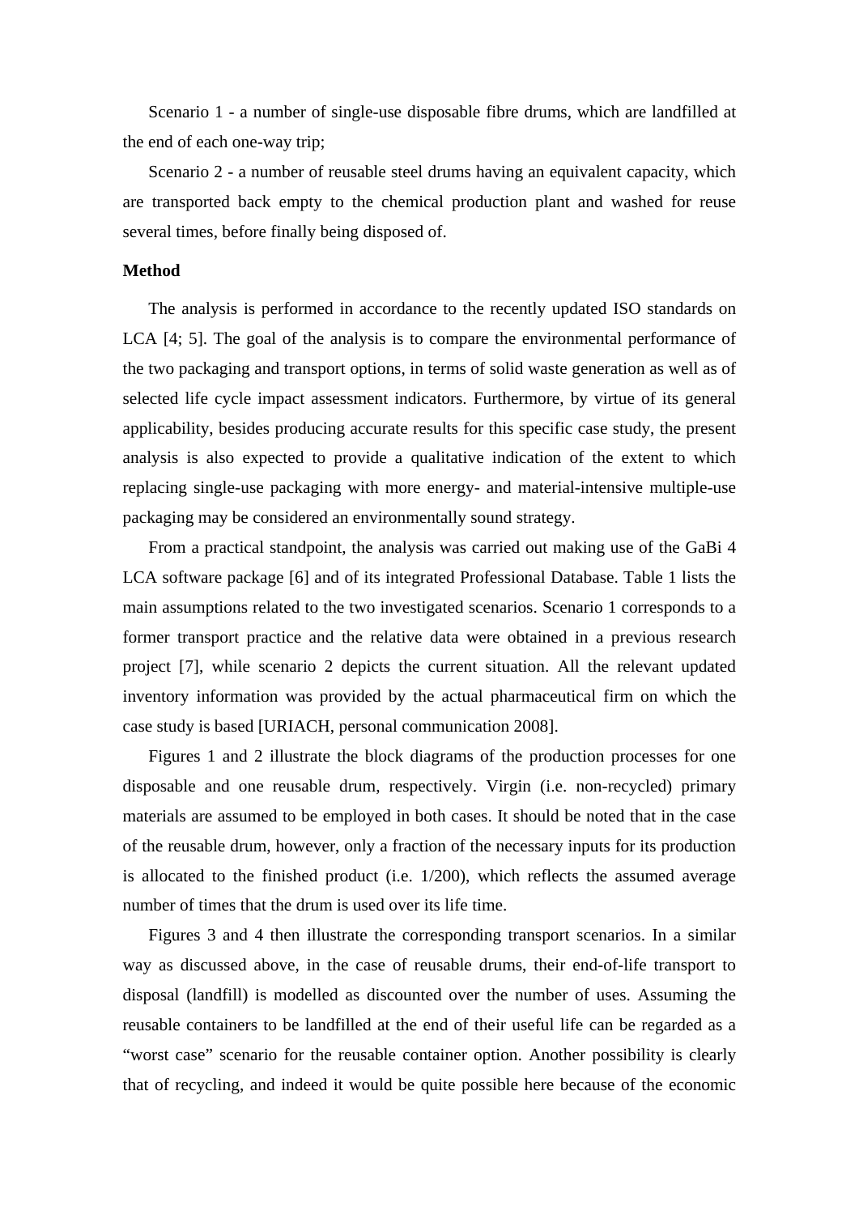Scenario 1 - a number of single-use disposable fibre drums, which are landfilled at the end of each one-way trip;

Scenario 2 - a number of reusable steel drums having an equivalent capacity, which are transported back empty to the chemical production plant and washed for reuse several times, before finally being disposed of.

**Method**

The analysis is performed in accordance to the recently updated ISO standards on LCA [4; 5]. The goal of the analysis is to compare the environmental performance of the two packaging and transport options, in terms of solid waste generation as well as of selected life cycle impact assessment indicators. Furthermore, by virtue of its general applicability, besides producing accurate results for this specific case study, the present analysis is also expected to provide a qualitative indication of the extent to which replacing single-use packaging with more energy- and material-intensive multiple-use packaging may be considered an environmentally sound strategy.

From a practical standpoint, the analysis was carried out making use of the GaBi 4 LCA software package [6] and of its integrated Professional Database. Table 1 lists the main assumptions related to the two investigated scenarios. Scenario 1 corresponds to a former transport practice and the relative data were obtained in a previous research project [7], while scenario 2 depicts the current situation. All the relevant updated inventory information was provided by the actual pharmaceutical firm on which the case study is based [URIACH, personal communication 2008].

Figures 1 and 2 illustrate the block diagrams of the production processes for one disposable and one reusable drum, respectively. Virgin (i.e. non-recycled) primary materials are assumed to be employed in both cases. It should be noted that in the case of the reusable drum, however, only a fraction of the necessary inputs for its production is allocated to the finished product (i.e. 1/200), which reflects the assumed average number of times that the drum is used over its life time.

Figures 3 and 4 then illustrate the corresponding transport scenarios. In a similar way as discussed above, in the case of reusable drums, their end-of-life transport to disposal (landfill) is modelled as discounted over the number of uses. Assuming the reusable containers to be landfilled at the end of their useful life can be regarded as a "worst case" scenario for the reusable container option. Another possibility is clearly that of recycling, and indeed it would be quite possible here because of the economic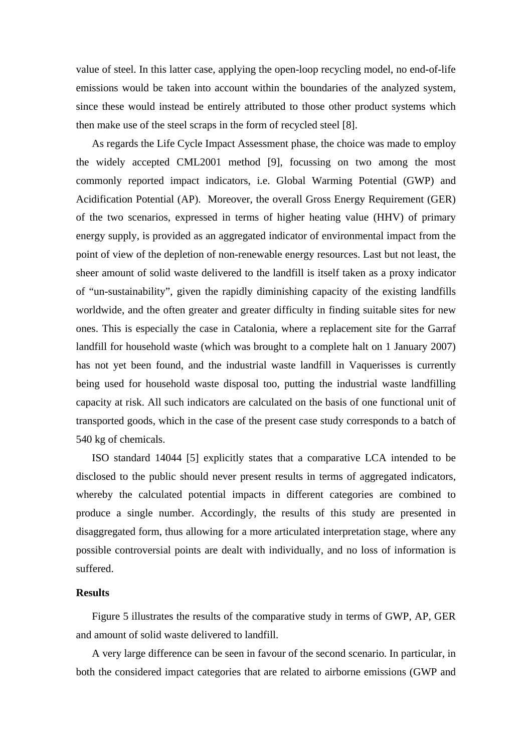value of steel. In this latter case, applying the open-loop recycling model, no end-of-life emissions would be taken into account within the boundaries of the analyzed system, since these would instead be entirely attributed to those other product systems which then make use of the steel scraps in the form of recycled steel [8].

As regards the Life Cycle Impact Assessment phase, the choice was made to employ the widely accepted CML2001 method [9], focussing on two among the most commonly reported impact indicators, i.e. Global Warming Potential (GWP) and Acidification Potential (AP). Moreover, the overall Gross Energy Requirement (GER) of the two scenarios, expressed in terms of higher heating value (HHV) of primary energy supply, is provided as an aggregated indicator of environmental impact from the point of view of the depletion of non-renewable energy resources. Last but not least, the sheer amount of solid waste delivered to the landfill is itself taken as a proxy indicator of "un-sustainability", given the rapidly diminishing capacity of the existing landfills worldwide, and the often greater and greater difficulty in finding suitable sites for new ones. This is especially the case in Catalonia, where a replacement site for the Garraf landfill for household waste (which was brought to a complete halt on 1 January 2007) has not yet been found, and the industrial waste landfill in Vaquerisses is currently being used for household waste disposal too, putting the industrial waste landfilling capacity at risk. All such indicators are calculated on the basis of one functional unit of transported goods, which in the case of the present case study corresponds to a batch of 540 kg of chemicals.

ISO standard 14044 [5] explicitly states that a comparative LCA intended to be disclosed to the public should never present results in terms of aggregated indicators, whereby the calculated potential impacts in different categories are combined to produce a single number. Accordingly, the results of this study are presented in disaggregated form, thus allowing for a more articulated interpretation stage, where any possible controversial points are dealt with individually, and no loss of information is suffered.

## Results

Figure 5 illustrates the results of the comparative study in terms of GWP, AP, GER and amount of solid waste delivered to landfill.

A very large difference can be seen in favour of the second scenario. In particular, in both the considered impact categories that are related to airborne emissions (GWP and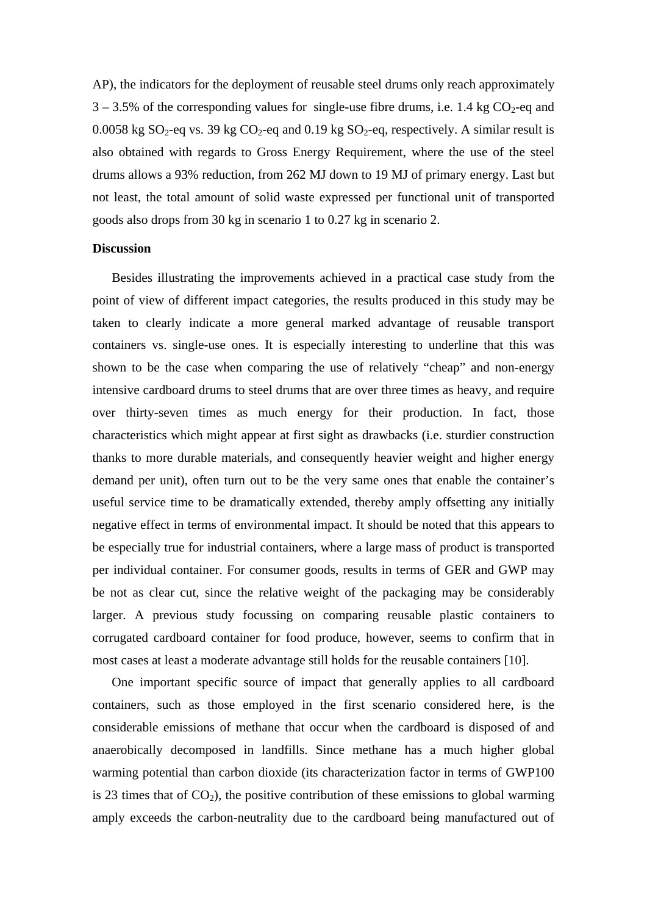AP), the indicators for the deployment of reusable steel drums only reach approximately 3 – 3.5% of the corresponding values for single-use fibre drums, i.e. 1.4 kg $CO_2$-eq and 0.0058 kg $SO_2$-eq vs. 39 kg $CO_2$-eq and 0.19 kg $SO_2$-eq, respectively. A similar result is also obtained with regards to Gross Energy Requirement, where the use of the steel drums allows a 93% reduction, from 262 MJ down to 19 MJ of primary energy. Last but not least, the total amount of solid waste expressed per functional unit of transported goods also drops from 30 kg in scenario 1 to 0.27 kg in scenario 2.

**Discussion**

Besides illustrating the improvements achieved in a practical case study from the point of view of different impact categories, the results produced in this study may be taken to clearly indicate a more general marked advantage of reusable transport containers vs. single-use ones. It is especially interesting to underline that this was shown to be the case when comparing the use of relatively "cheap" and non-energy intensive cardboard drums to steel drums that are over three times as heavy, and require over thirty-seven times as much energy for their production. In fact, those characteristics which might appear at first sight as drawbacks (i.e. sturdier construction thanks to more durable materials, and consequently heavier weight and higher energy demand per unit), often turn out to be the very same ones that enable the container's useful service time to be dramatically extended, thereby amply offsetting any initially negative effect in terms of environmental impact. It should be noted that this appears to be especially true for industrial containers, where a large mass of product is transported per individual container. For consumer goods, results in terms of GER and GWP may be not as clear cut, since the relative weight of the packaging may be considerably larger. A previous study focussing on comparing reusable plastic containers to corrugated cardboard container for food produce, however, seems to confirm that in most cases at least a moderate advantage still holds for the reusable containers [10].

One important specific source of impact that generally applies to all cardboard containers, such as those employed in the first scenario considered here, is the considerable emissions of methane that occur when the cardboard is disposed of and anaerobically decomposed in landfills. Since methane has a much higher global warming potential than carbon dioxide (its characterization factor in terms of GWP100 is 23 times that of $CO_2$), the positive contribution of these emissions to global warming amply exceeds the carbon-neutrality due to the cardboard being manufactured out of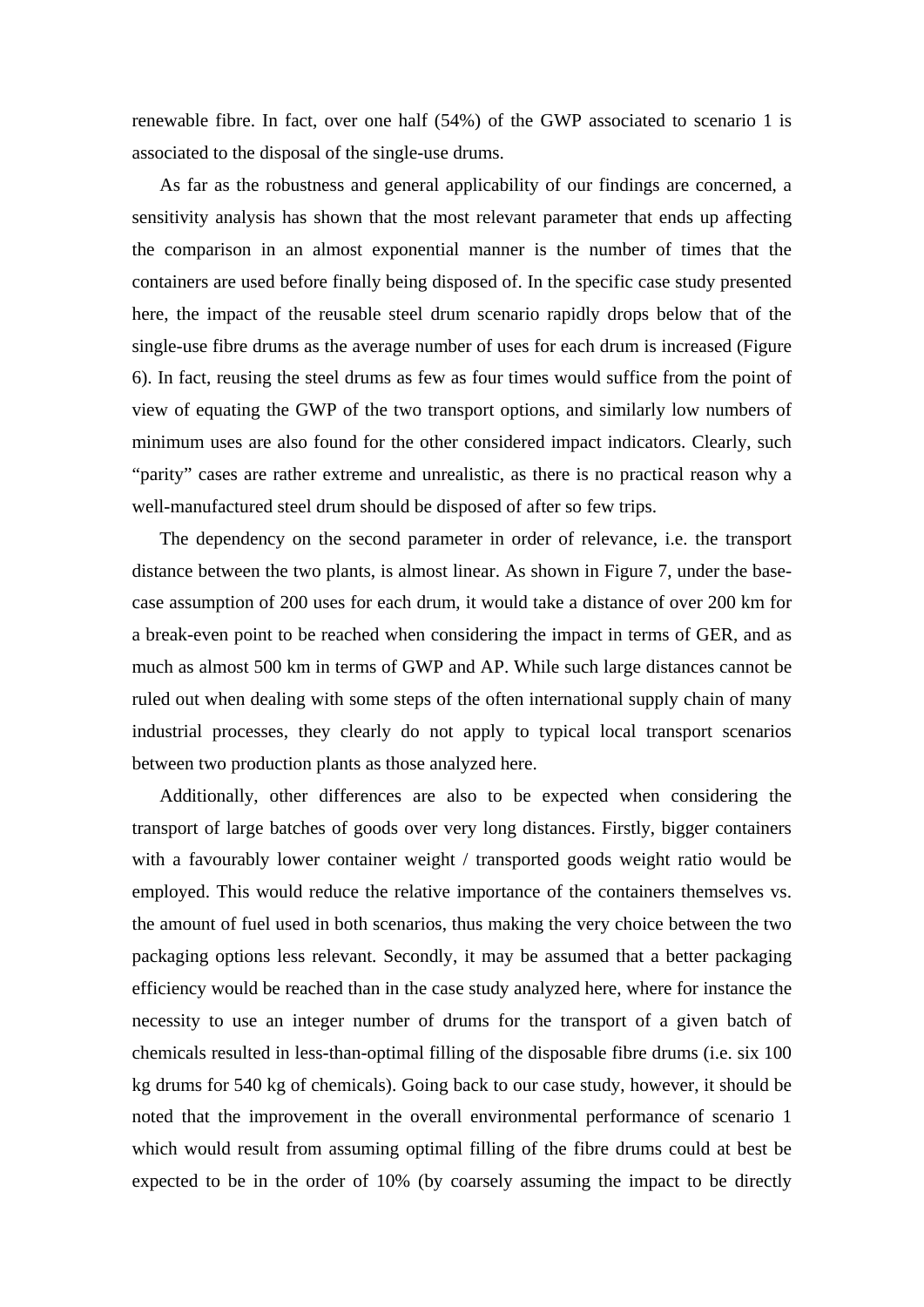renewable fibre. In fact, over one half (54%) of the GWP associated to scenario 1 is associated to the disposal of the single-use drums.

As far as the robustness and general applicability of our findings are concerned, a sensitivity analysis has shown that the most relevant parameter that ends up affecting the comparison in an almost exponential manner is the number of times that the containers are used before finally being disposed of. In the specific case study presented here, the impact of the reusable steel drum scenario rapidly drops below that of the single-use fibre drums as the average number of uses for each drum is increased (Figure 6). In fact, reusing the steel drums as few as four times would suffice from the point of view of equating the GWP of the two transport options, and similarly low numbers of minimum uses are also found for the other considered impact indicators. Clearly, such "parity" cases are rather extreme and unrealistic, as there is no practical reason why a well-manufactured steel drum should be disposed of after so few trips.

The dependency on the second parameter in order of relevance, i.e. the transport distance between the two plants, is almost linear. As shown in Figure 7, under the base-case assumption of 200 uses for each drum, it would take a distance of over 200 km for a break-even point to be reached when considering the impact in terms of GER, and as much as almost 500 km in terms of GWP and AP. While such large distances cannot be ruled out when dealing with some steps of the often international supply chain of many industrial processes, they clearly do not apply to typical local transport scenarios between two production plants as those analyzed here.

Additionally, other differences are also to be expected when considering the transport of large batches of goods over very long distances. Firstly, bigger containers with a favourably lower container weight / transported goods weight ratio would be employed. This would reduce the relative importance of the containers themselves vs. the amount of fuel used in both scenarios, thus making the very choice between the two packaging options less relevant. Secondly, it may be assumed that a better packaging efficiency would be reached than in the case study analyzed here, where for instance the necessity to use an integer number of drums for the transport of a given batch of chemicals resulted in less-than-optimal filling of the disposable fibre drums (i.e. six 100 kg drums for 540 kg of chemicals). Going back to our case study, however, it should be noted that the improvement in the overall environmental performance of scenario 1 which would result from assuming optimal filling of the fibre drums could at best be expected to be in the order of 10% (by coarsely assuming the impact to be directly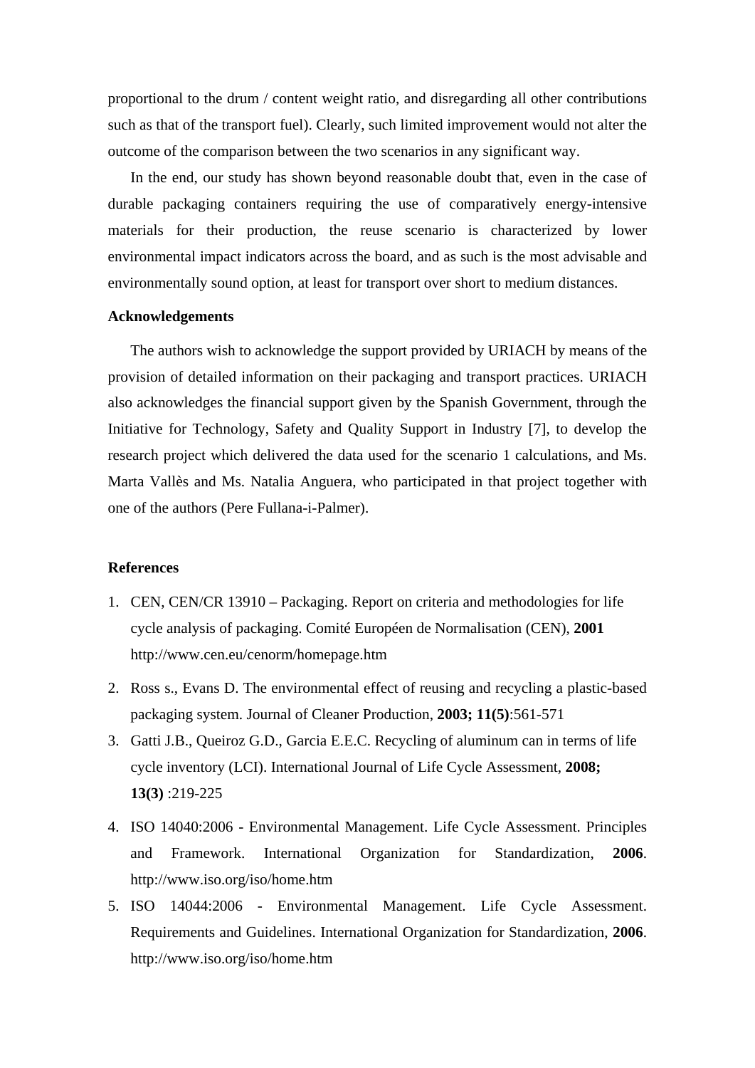proportional to the drum / content weight ratio, and disregarding all other contributions such as that of the transport fuel). Clearly, such limited improvement would not alter the outcome of the comparison between the two scenarios in any significant way.

In the end, our study has shown beyond reasonable doubt that, even in the case of durable packaging containers requiring the use of comparatively energy-intensive materials for their production, the reuse scenario is characterized by lower environmental impact indicators across the board, and as such is the most advisable and environmentally sound option, at least for transport over short to medium distances.

**Acknowledgements**

The authors wish to acknowledge the support provided by URIACH by means of the provision of detailed information on their packaging and transport practices. URIACH also acknowledges the financial support given by the Spanish Government, through the Initiative for Technology, Safety and Quality Support in Industry [7], to develop the research project which delivered the data used for the scenario 1 calculations, and Ms. Marta Vallès and Ms. Natalia Anguera, who participated in that project together with one of the authors (Pere Fullana-i-Palmer).

**References**

1. CEN, CEN/CR 13910 – Packaging. Report on criteria and methodologies for life cycle analysis of packaging. Comité Européen de Normalisation (CEN), **2001** http://www.cen.eu/cenorm/homepage.htm
2. Ross s., Evans D. The environmental effect of reusing and recycling a plastic-based packaging system. Journal of Cleaner Production, **2003; 11(5)**:561-571
3. Gatti J.B., Queiroz G.D., Garcia E.E.C. Recycling of aluminum can in terms of life cycle inventory (LCI). International Journal of Life Cycle Assessment, **2008; 13(3)** :219-225
4. ISO 14040:2006 - Environmental Management. Life Cycle Assessment. Principles and Framework. International Organization for Standardization, **2006**. http://www.iso.org/iso/home.htm
5. ISO 14044:2006 - Environmental Management. Life Cycle Assessment. Requirements and Guidelines. International Organization for Standardization, **2006**. http://www.iso.org/iso/home.htm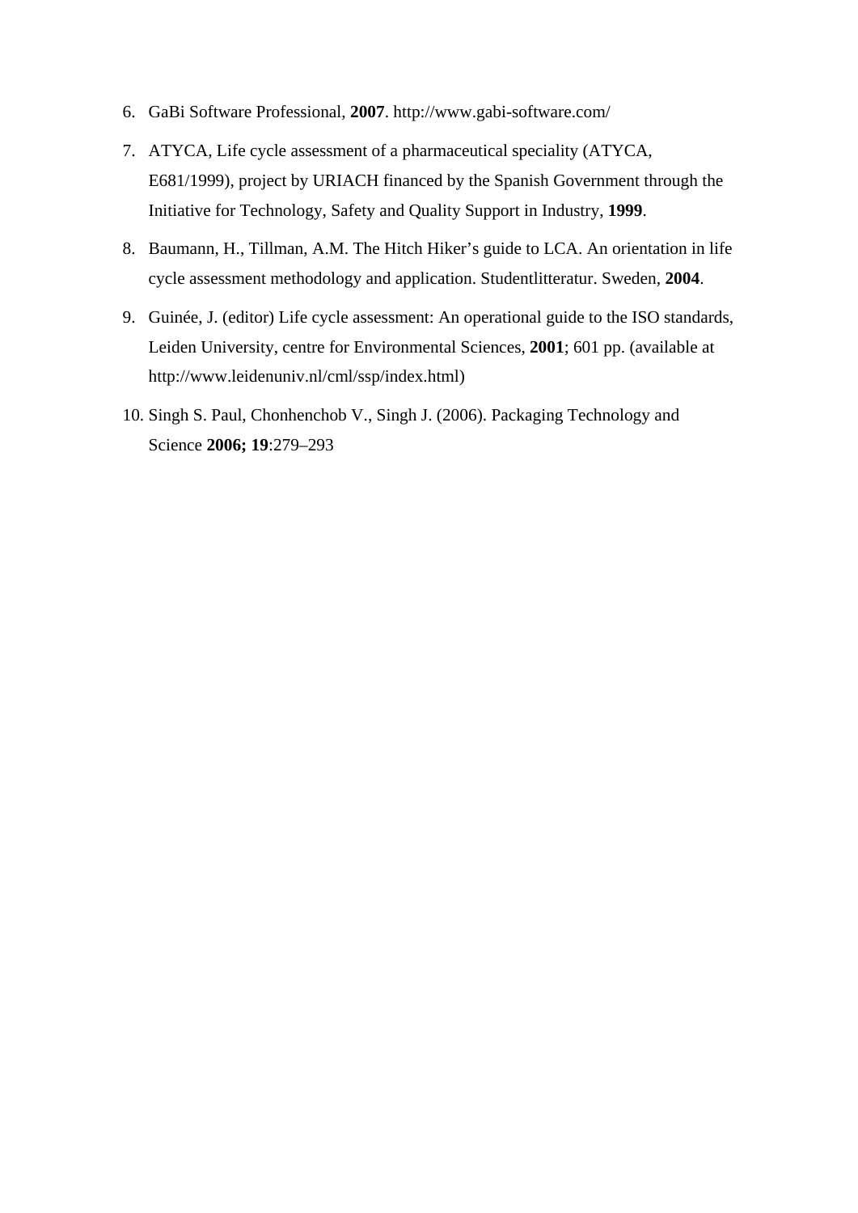6. GaBi Software Professional, **2007**. http://www.gabi-software.com/
7. ATYCA, Life cycle assessment of a pharmaceutical speciality (ATYCA, E681/1999), project by URIACH financed by the Spanish Government through the Initiative for Technology, Safety and Quality Support in Industry, **1999**.
8. Baumann, H., Tillman, A.M. The Hitch Hiker's guide to LCA. An orientation in life cycle assessment methodology and application. Studentlitteratur. Sweden, **2004**.
9. Guinée, J. (editor) Life cycle assessment: An operational guide to the ISO standards, Leiden University, centre for Environmental Sciences, **2001**; 601 pp. (available at http://www.leidenuniv.nl/cml/ssp/index.html)
10. Singh S. Paul, Chonhenchob V., Singh J. (2006). Packaging Technology and Science **2006; 19**:279–293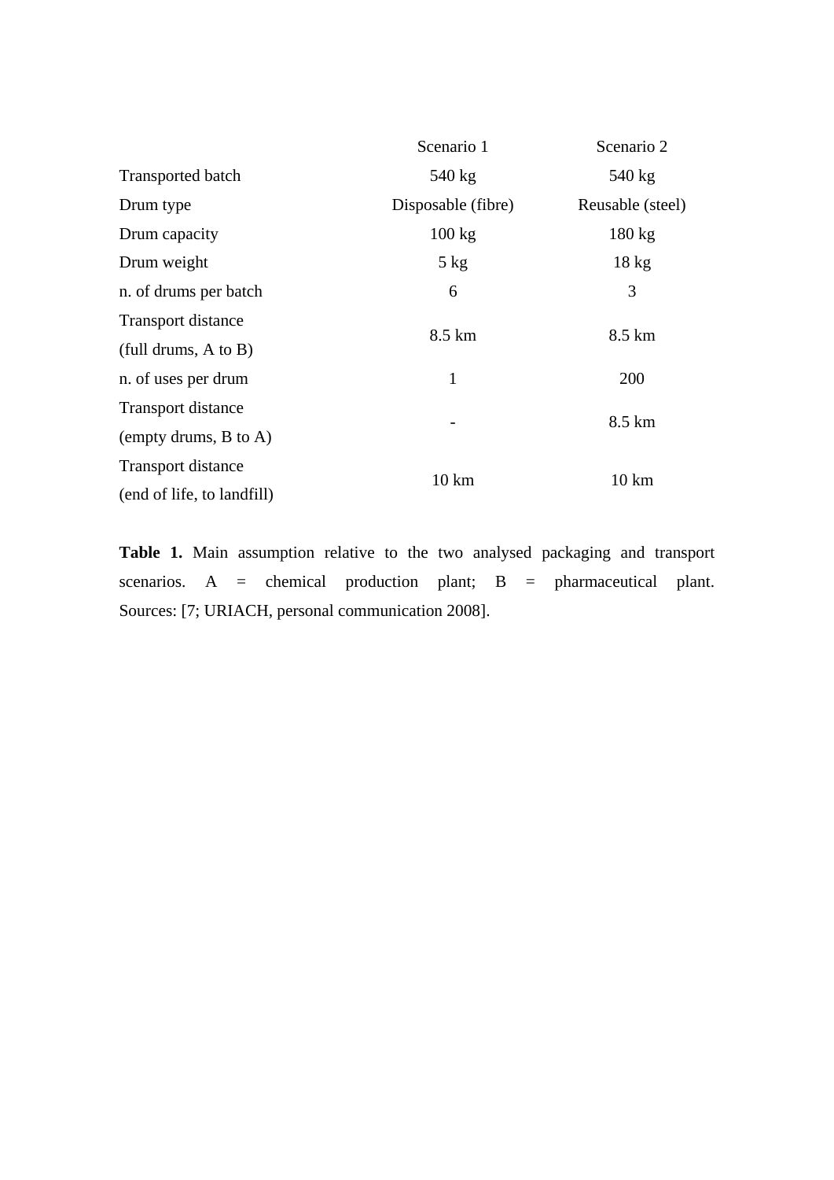| | Scenario 1 | Scenario 2 |
|---|---|---|
| Transported batch | 540 kg | 540 kg |
| Drum type | Disposable (fibre) | Reusable (steel) |
| Drum capacity | 100 kg | 180 kg |
| Drum weight | 5 kg | 18 kg |
| n. of drums per batch | 6 | 3 |
| Transport distance (full drums, A to B) | 8.5 km | 8.5 km |
| n. of uses per drum | 1 | 200 |
| Transport distance (empty drums, B to A) | - | 8.5 km |
| Transport distance (end of life, to landfill) | 10 km | 10 km |

**Table 1.** Main assumption relative to the two analysed packaging and transport scenarios. A = chemical production plant; B = pharmaceutical plant. Sources: [7; URIACH, personal communication 2008].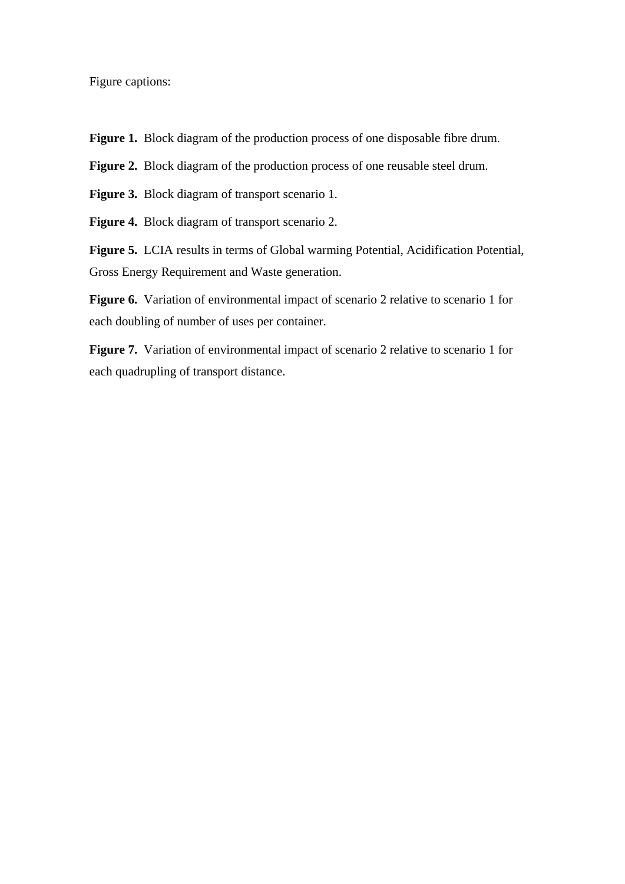Figure captions:

**Figure 1.** Block diagram of the production process of one disposable fibre drum.

**Figure 2.** Block diagram of the production process of one reusable steel drum.

**Figure 3.** Block diagram of transport scenario 1.

**Figure 4.** Block diagram of transport scenario 2.

**Figure 5.** LCIA results in terms of Global warming Potential, Acidification Potential, Gross Energy Requirement and Waste generation.

**Figure 6.** Variation of environmental impact of scenario 2 relative to scenario 1 for each doubling of number of uses per container.

**Figure 7.** Variation of environmental impact of scenario 2 relative to scenario 1 for each quadrupling of transport distance.